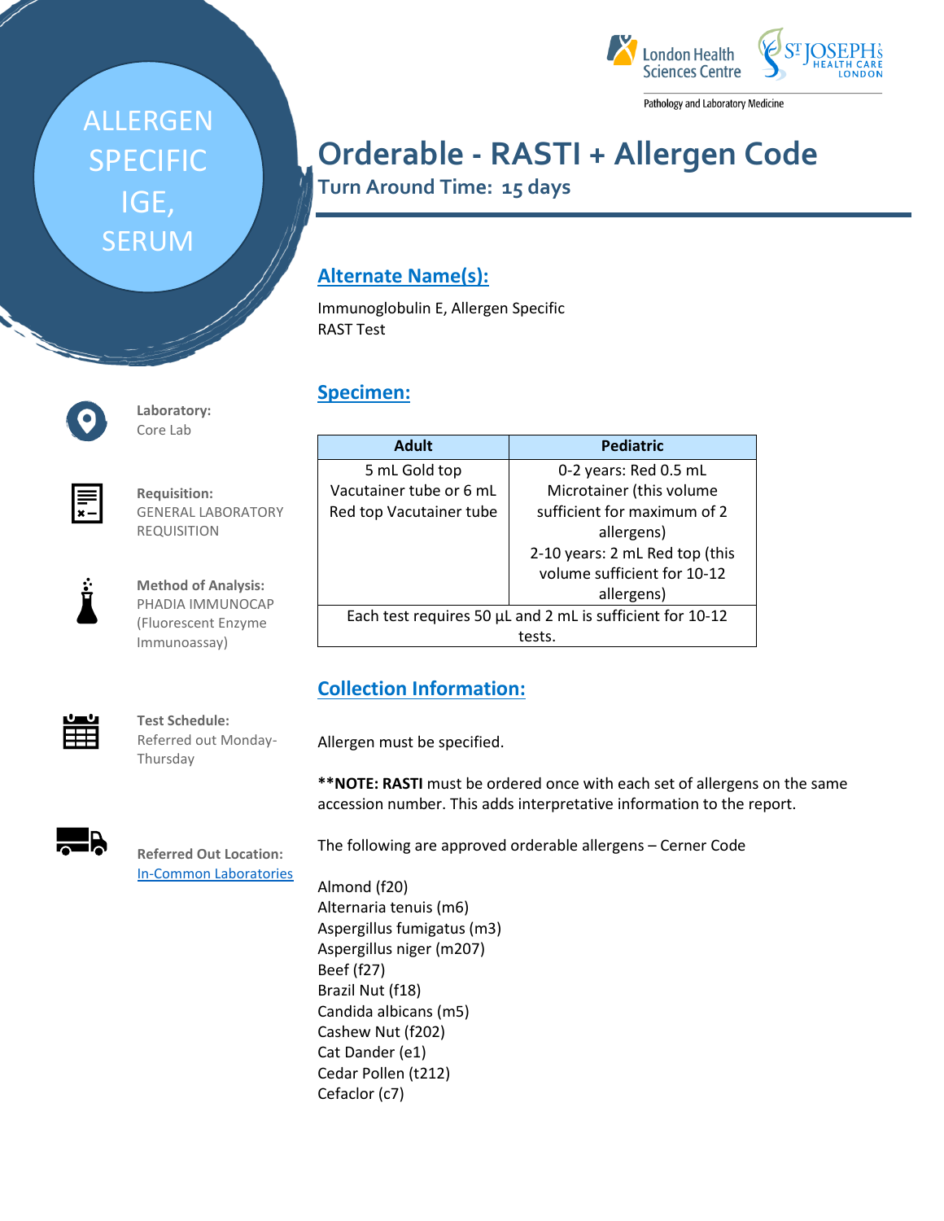# ALLERGEN SPECIFIC IGE, SERUM

London Health Sciences Centre | St. Joseph's Health Care London

Pathology and Laboratory Medicine

## Orderable - RASTI + Allergen Code

### Turn Around Time: 15 days

**Laboratory:**
Core Lab

**Requisition:**
GENERAL LABORATORY REQUISITION

**Method of Analysis:**
PHADIA IMMUNOCAP (Fluorescent Enzyme Immunoassay)

**Test Schedule:**
Referred out Monday-Thursday

**Referred Out Location:**
In-Common Laboratories

## Alternate Name(s):

Immunoglobulin E, Allergen Specific
RAST Test

## Specimen:

| Adult | Pediatric |
|---|---|
| 5 mL Gold top Vacutainer tube or 6 mL Red top Vacutainer tube | 0-2 years: Red 0.5 mL Microtainer (this volume sufficient for maximum of 2 allergens)<br>2-10 years: 2 mL Red top (this volume sufficient for 10-12 allergens) |
| Each test requires 50 µL and 2 mL is sufficient for 10-12 tests. | |

## Collection Information:

Allergen must be specified.

****NOTE: RASTI** must be ordered once with each set of allergens on the same accession number. This adds interpretative information to the report.

The following are approved orderable allergens – Cerner Code

Almond (f20)
Alternaria tenuis (m6)
Aspergillus fumigatus (m3)
Aspergillus niger (m207)
Beef (f27)
Brazil Nut (f18)
Candida albicans (m5)
Cashew Nut (f202)
Cat Dander (e1)
Cedar Pollen (t212)
Cefaclor (c7)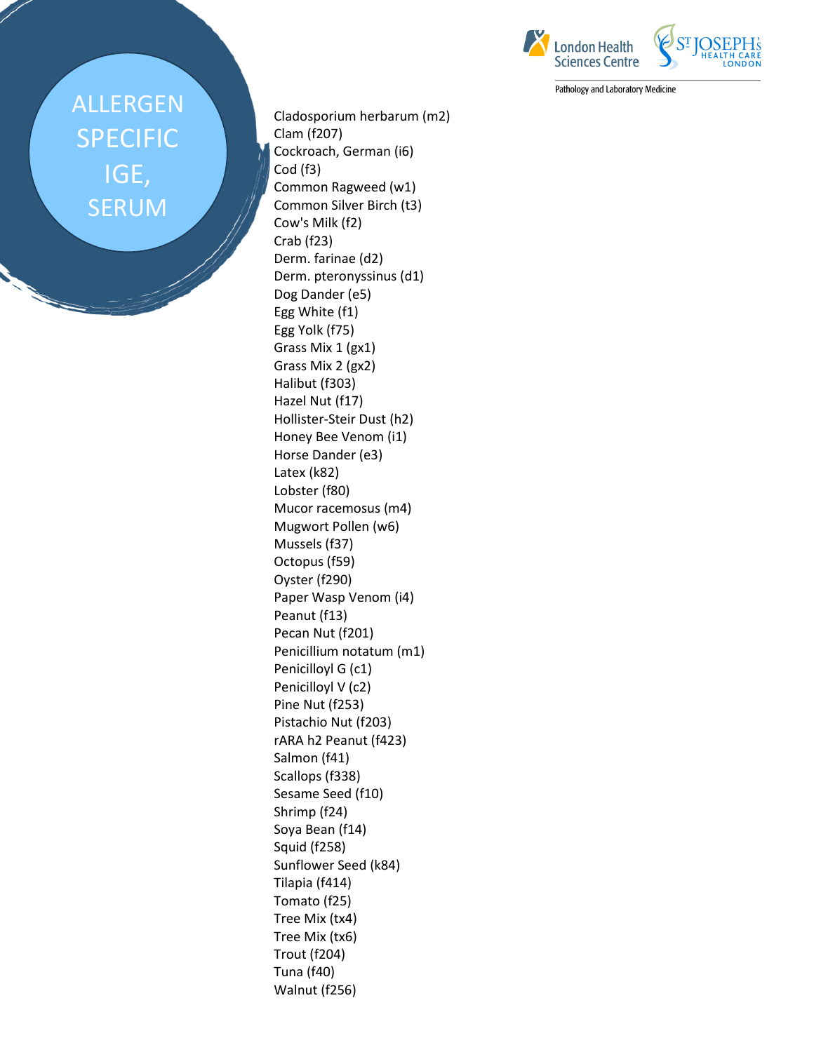# ALLERGEN SPECIFIC IGE, SERUM

London Health Sciences Centre · St. Joseph's Health Care London

Pathology and Laboratory Medicine

- Cladosporium herbarum (m2)
- Clam (f207)
- Cockroach, German (i6)
- Cod (f3)
- Common Ragweed (w1)
- Common Silver Birch (t3)
- Cow's Milk (f2)
- Crab (f23)
- Derm. farinae (d2)
- Derm. pteronyssinus (d1)
- Dog Dander (e5)
- Egg White (f1)
- Egg Yolk (f75)
- Grass Mix 1 (gx1)
- Grass Mix 2 (gx2)
- Halibut (f303)
- Hazel Nut (f17)
- Hollister-Steir Dust (h2)
- Honey Bee Venom (i1)
- Horse Dander (e3)
- Latex (k82)
- Lobster (f80)
- Mucor racemosus (m4)
- Mugwort Pollen (w6)
- Mussels (f37)
- Octopus (f59)
- Oyster (f290)
- Paper Wasp Venom (i4)
- Peanut (f13)
- Pecan Nut (f201)
- Penicillium notatum (m1)
- Penicilloyl G (c1)
- Penicilloyl V (c2)
- Pine Nut (f253)
- Pistachio Nut (f203)
- rARA h2 Peanut (f423)
- Salmon (f41)
- Scallops (f338)
- Sesame Seed (f10)
- Shrimp (f24)
- Soya Bean (f14)
- Squid (f258)
- Sunflower Seed (k84)
- Tilapia (f414)
- Tomato (f25)
- Tree Mix (tx4)
- Tree Mix (tx6)
- Trout (f204)
- Tuna (f40)
- Walnut (f256)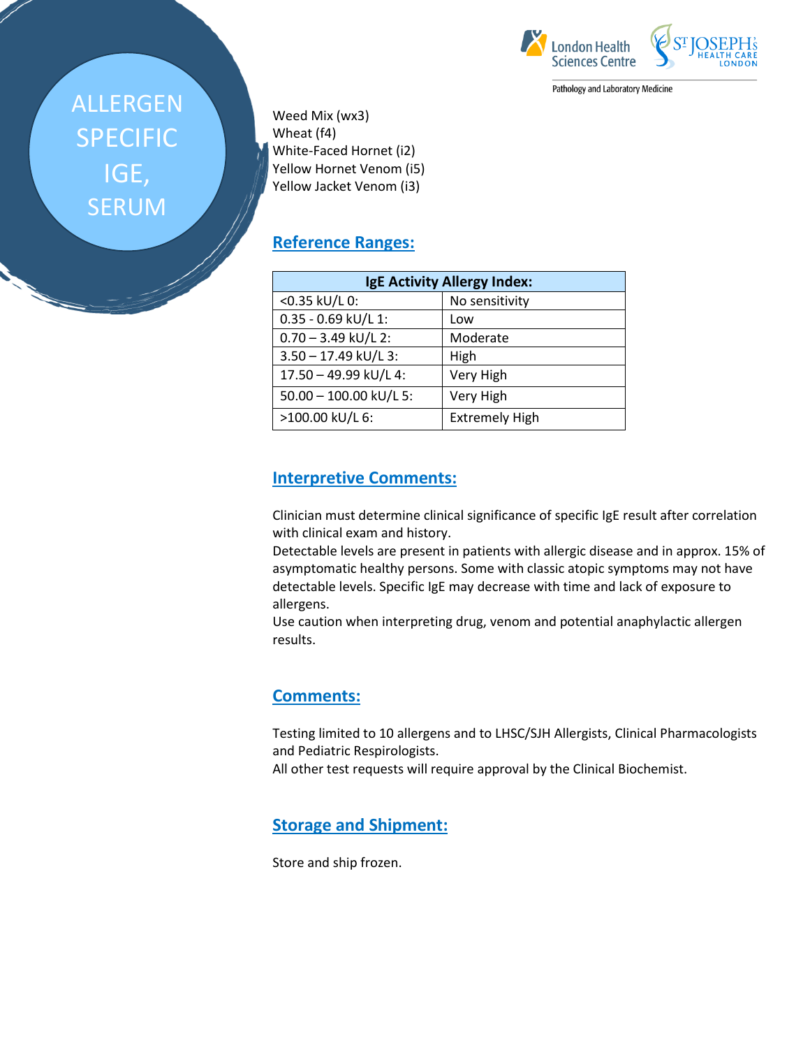# ALLERGEN SPECIFIC IGE, SERUM

Weed Mix (wx3)
Wheat (f4)
White-Faced Hornet (i2)
Yellow Hornet Venom (i5)
Yellow Jacket Venom (i3)

## Reference Ranges:

| IgE Activity Allergy Index: | |
|---|---|
| <0.35 kU/L 0: | No sensitivity |
| 0.35 - 0.69 kU/L 1: | Low |
| 0.70 – 3.49 kU/L 2: | Moderate |
| 3.50 – 17.49 kU/L 3: | High |
| 17.50 – 49.99 kU/L 4: | Very High |
| 50.00 – 100.00 kU/L 5: | Very High |
| >100.00 kU/L 6: | Extremely High |

## Interpretive Comments:

Clinician must determine clinical significance of specific IgE result after correlation with clinical exam and history.
Detectable levels are present in patients with allergic disease and in approx. 15% of asymptomatic healthy persons. Some with classic atopic symptoms may not have detectable levels. Specific IgE may decrease with time and lack of exposure to allergens.
Use caution when interpreting drug, venom and potential anaphylactic allergen results.

## Comments:

Testing limited to 10 allergens and to LHSC/SJH Allergists, Clinical Pharmacologists and Pediatric Respirologists.
All other test requests will require approval by the Clinical Biochemist.

## Storage and Shipment:

Store and ship frozen.